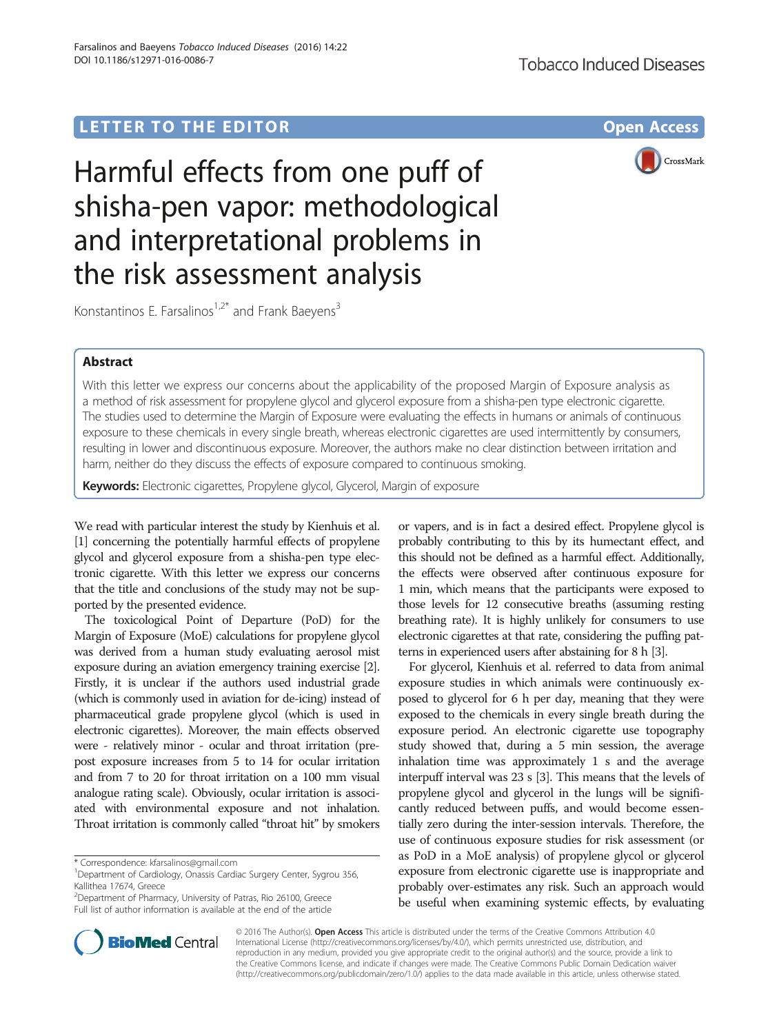LETTER TO THE EDITOR

Open Access

# Harmful effects from one puff of shisha-pen vapor: methodological and interpretational problems in the risk assessment analysis

Konstantinos E. Farsalinos[1,2*] and Frank Baeyens[3]

## Abstract

With this letter we express our concerns about the applicability of the proposed Margin of Exposure analysis as a method of risk assessment for propylene glycol and glycerol exposure from a shisha-pen type electronic cigarette. The studies used to determine the Margin of Exposure were evaluating the effects in humans or animals of continuous exposure to these chemicals in every single breath, whereas electronic cigarettes are used intermittently by consumers, resulting in lower and discontinuous exposure. Moreover, the authors make no clear distinction between irritation and harm, neither do they discuss the effects of exposure compared to continuous smoking.

**Keywords:** Electronic cigarettes, Propylene glycol, Glycerol, Margin of exposure

We read with particular interest the study by Kienhuis et al. [1] concerning the potentially harmful effects of propylene glycol and glycerol exposure from a shisha-pen type electronic cigarette. With this letter we express our concerns that the title and conclusions of the study may not be supported by the presented evidence.

The toxicological Point of Departure (PoD) for the Margin of Exposure (MoE) calculations for propylene glycol was derived from a human study evaluating aerosol mist exposure during an aviation emergency training exercise [2]. Firstly, it is unclear if the authors used industrial grade (which is commonly used in aviation for de-icing) instead of pharmaceutical grade propylene glycol (which is used in electronic cigarettes). Moreover, the main effects observed were - relatively minor - ocular and throat irritation (pre-post exposure increases from 5 to 14 for ocular irritation and from 7 to 20 for throat irritation on a 100 mm visual analogue rating scale). Obviously, ocular irritation is associated with environmental exposure and not inhalation. Throat irritation is commonly called "throat hit" by smokers or vapers, and is in fact a desired effect. Propylene glycol is probably contributing to this by its humectant effect, and this should not be defined as a harmful effect. Additionally, the effects were observed after continuous exposure for 1 min, which means that the participants were exposed to those levels for 12 consecutive breaths (assuming resting breathing rate). It is highly unlikely for consumers to use electronic cigarettes at that rate, considering the puffing patterns in experienced users after abstaining for 8 h [3].

For glycerol, Kienhuis et al. referred to data from animal exposure studies in which animals were continuously exposed to glycerol for 6 h per day, meaning that they were exposed to the chemicals in every single breath during the exposure period. An electronic cigarette use topography study showed that, during a 5 min session, the average inhalation time was approximately 1 s and the average interpuff interval was 23 s [3]. This means that the levels of propylene glycol and glycerol in the lungs will be significantly reduced between puffs, and would become essentially zero during the inter-session intervals. Therefore, the use of continuous exposure studies for risk assessment (or as PoD in a MoE analysis) of propylene glycol or glycerol exposure from electronic cigarette use is inappropriate and probably over-estimates any risk. Such an approach would be useful when examining systemic effects, by evaluating

\* Correspondence: kfarsalinos@gmail.com
[1]Department of Cardiology, Onassis Cardiac Surgery Center, Sygrou 356, Kallithea 17674, Greece
[2]Department of Pharmacy, University of Patras, Rio 26100, Greece
Full list of author information is available at the end of the article

© 2016 The Author(s). **Open Access** This article is distributed under the terms of the Creative Commons Attribution 4.0 International License (http://creativecommons.org/licenses/by/4.0/), which permits unrestricted use, distribution, and reproduction in any medium, provided you give appropriate credit to the original author(s) and the source, provide a link to the Creative Commons license, and indicate if changes were made. The Creative Commons Public Domain Dedication waiver (http://creativecommons.org/publicdomain/zero/1.0/) applies to the data made available in this article, unless otherwise stated.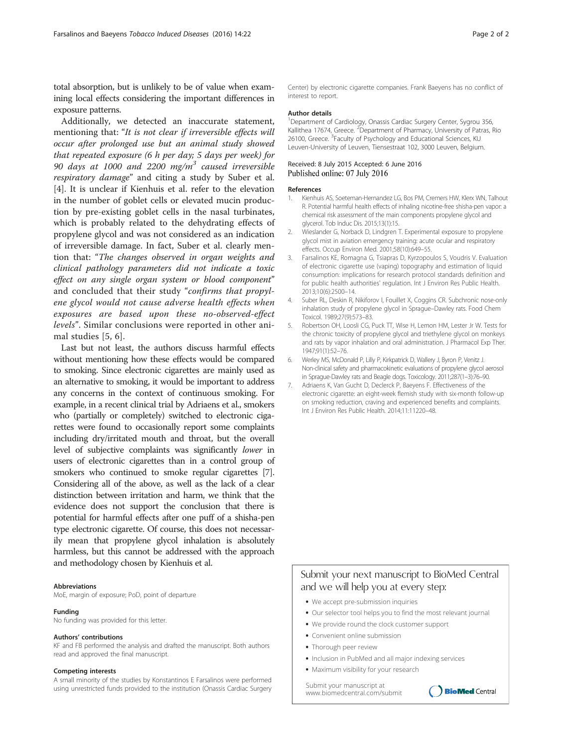total absorption, but is unlikely to be of value when examining local effects considering the important differences in exposure patterns.

Additionally, we detected an inaccurate statement, mentioning that: "*It is not clear if irreversible effects will occur after prolonged use but an animal study showed that repeated exposure (6 h per day; 5 days per week) for 90 days at 1000 and 2200 mg/m*$^3$ *caused irreversible respiratory damage*" and citing a study by Suber et al. [4]. It is unclear if Kienhuis et al. refer to the elevation in the number of goblet cells or elevated mucin production by pre-existing goblet cells in the nasal turbinates, which is probably related to the dehydrating effects of propylene glycol and was not considered as an indication of irreversible damage. In fact, Suber et al. clearly mention that: "*The changes observed in organ weights and clinical pathology parameters did not indicate a toxic effect on any single organ system or blood component*" and concluded that their study "*confirms that propylene glycol would not cause adverse health effects when exposures are based upon these no-observed-effect levels*". Similar conclusions were reported in other animal studies [5, 6].

Last but not least, the authors discuss harmful effects without mentioning how these effects would be compared to smoking. Since electronic cigarettes are mainly used as an alternative to smoking, it would be important to address any concerns in the context of continuous smoking. For example, in a recent clinical trial by Adriaens et al., smokers who (partially or completely) switched to electronic cigarettes were found to occasionally report some complaints including dry/irritated mouth and throat, but the overall level of subjective complaints was significantly *lower* in users of electronic cigarettes than in a control group of smokers who continued to smoke regular cigarettes [7]. Considering all of the above, as well as the lack of a clear distinction between irritation and harm, we think that the evidence does not support the conclusion that there is potential for harmful effects after one puff of a shisha-pen type electronic cigarette. Of course, this does not necessarily mean that propylene glycol inhalation is absolutely harmless, but this cannot be addressed with the approach and methodology chosen by Kienhuis et al.

#### Abbreviations

MoE, margin of exposure; PoD, point of departure

#### Funding

No funding was provided for this letter.

#### Authors' contributions

KF and FB performed the analysis and drafted the manuscript. Both authors read and approved the final manuscript.

#### Competing interests

A small minority of the studies by Konstantinos E Farsalinos were performed using unrestricted funds provided to the institution (Onassis Cardiac Surgery Center) by electronic cigarette companies. Frank Baeyens has no conflict of interest to report.

#### Author details

[1]Department of Cardiology, Onassis Cardiac Surgery Center, Sygrou 356, Kallithea 17674, Greece. [2]Department of Pharmacy, University of Patras, Rio 26100, Greece. [3]Faculty of Psychology and Educational Sciences, KU Leuven-University of Leuven, Tiensestraat 102, 3000 Leuven, Belgium.

Received: 8 July 2015 Accepted: 6 June 2016
Published online: 07 July 2016

#### References

1. Kienhuis AS, Soeteman-Hernandez LG, Bos PM, Cremers HW, Klerx WN, Talhout R. Potential harmful health effects of inhaling nicotine-free shisha-pen vapor: a chemical risk assessment of the main components propylene glycol and glycerol. Tob Induc Dis. 2015;13(1):15.
2. Wieslander G, Norback D, Lindgren T. Experimental exposure to propylene glycol mist in aviation emergency training: acute ocular and respiratory effects. Occup Environ Med. 2001;58(10):649–55.
3. Farsalinos KE, Romagna G, Tsiapras D, Kyrzopoulos S, Voudris V. Evaluation of electronic cigarette use (vaping) topography and estimation of liquid consumption: implications for research protocol standards definition and for public health authorities' regulation. Int J Environ Res Public Health. 2013;10(6):2500–14.
4. Suber RL, Deskin R, Nikiforov I, Fouillet X, Coggins CR. Subchronic nose-only inhalation study of propylene glycol in Sprague–Dawley rats. Food Chem Toxicol. 1989;27(9):573–83.
5. Robertson OH, Loosli CG, Puck TT, Wise H, Lemon HM, Lester Jr W. Tests for the chronic toxicity of propylene glycol and triethylene glycol on monkeys and rats by vapor inhalation and oral administration. J Pharmacol Exp Ther. 1947;91(1):52–76.
6. Werley MS, McDonald P, Lilly P, Kirkpatrick D, Wallery J, Byron P, Venitz J. Non-clinical safety and pharmacokinetic evaluations of propylene glycol aerosol in Sprague-Dawley rats and Beagle dogs. Toxicology. 2011;287(1–3):76–90.
7. Adriaens K, Van Gucht D, Declerck P, Baeyens F. Effectiveness of the electronic cigarette: an eight-week flemish study with six-month follow-up on smoking reduction, craving and experienced benefits and complaints. Int J Environ Res Public Health. 2014;11:11220–48.

Submit your next manuscript to BioMed Central and we will help you at every step:

- We accept pre-submission inquiries
- Our selector tool helps you to find the most relevant journal
- We provide round the clock customer support
- Convenient online submission
- Thorough peer review
- Inclusion in PubMed and all major indexing services
- Maximum visibility for your research

Submit your manuscript at www.biomedcentral.com/submit

BioMed Central